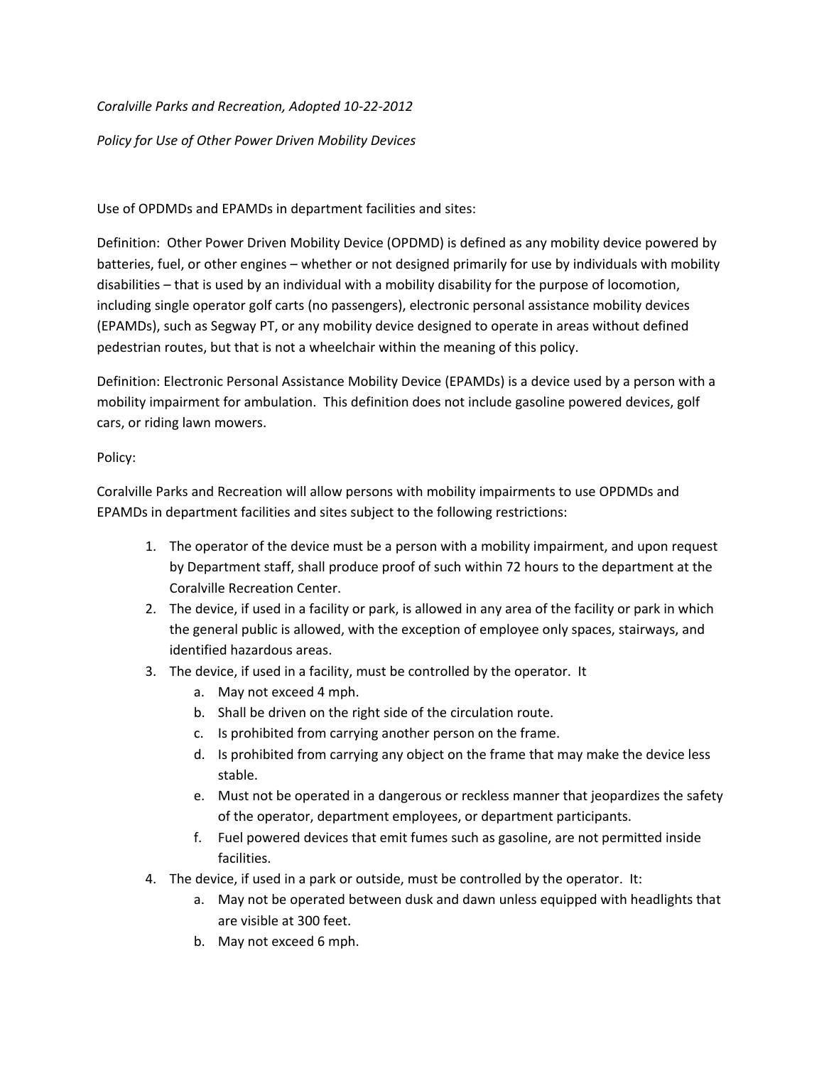*Coralville Parks and Recreation, Adopted 10-22-2012*

*Policy for Use of Other Power Driven Mobility Devices*

Use of OPDMDs and EPAMDs in department facilities and sites:

Definition: Other Power Driven Mobility Device (OPDMD) is defined as any mobility device powered by batteries, fuel, or other engines – whether or not designed primarily for use by individuals with mobility disabilities – that is used by an individual with a mobility disability for the purpose of locomotion, including single operator golf carts (no passengers), electronic personal assistance mobility devices (EPAMDs), such as Segway PT, or any mobility device designed to operate in areas without defined pedestrian routes, but that is not a wheelchair within the meaning of this policy.

Definition: Electronic Personal Assistance Mobility Device (EPAMDs) is a device used by a person with a mobility impairment for ambulation. This definition does not include gasoline powered devices, golf cars, or riding lawn mowers.

Policy:

Coralville Parks and Recreation will allow persons with mobility impairments to use OPDMDs and EPAMDs in department facilities and sites subject to the following restrictions:

1. The operator of the device must be a person with a mobility impairment, and upon request by Department staff, shall produce proof of such within 72 hours to the department at the Coralville Recreation Center.
2. The device, if used in a facility or park, is allowed in any area of the facility or park in which the general public is allowed, with the exception of employee only spaces, stairways, and identified hazardous areas.
3. The device, if used in a facility, must be controlled by the operator. It
    a. May not exceed 4 mph.
    b. Shall be driven on the right side of the circulation route.
    c. Is prohibited from carrying another person on the frame.
    d. Is prohibited from carrying any object on the frame that may make the device less stable.
    e. Must not be operated in a dangerous or reckless manner that jeopardizes the safety of the operator, department employees, or department participants.
    f. Fuel powered devices that emit fumes such as gasoline, are not permitted inside facilities.
4. The device, if used in a park or outside, must be controlled by the operator. It:
    a. May not be operated between dusk and dawn unless equipped with headlights that are visible at 300 feet.
    b. May not exceed 6 mph.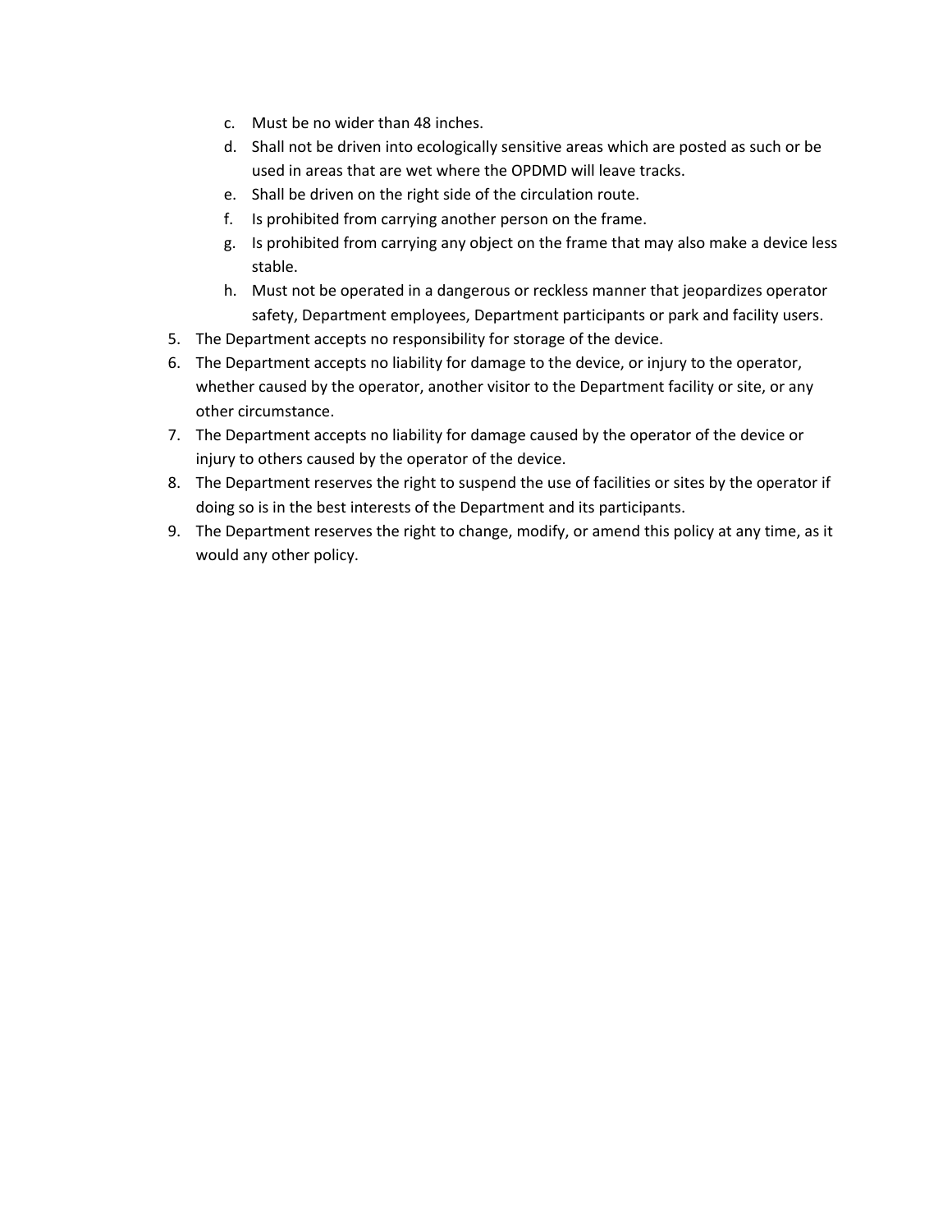c. Must be no wider than 48 inches.
   d. Shall not be driven into ecologically sensitive areas which are posted as such or be used in areas that are wet where the OPDMD will leave tracks.
   e. Shall be driven on the right side of the circulation route.
   f. Is prohibited from carrying another person on the frame.
   g. Is prohibited from carrying any object on the frame that may also make a device less stable.
   h. Must not be operated in a dangerous or reckless manner that jeopardizes operator safety, Department employees, Department participants or park and facility users.

5. The Department accepts no responsibility for storage of the device.
6. The Department accepts no liability for damage to the device, or injury to the operator, whether caused by the operator, another visitor to the Department facility or site, or any other circumstance.
7. The Department accepts no liability for damage caused by the operator of the device or injury to others caused by the operator of the device.
8. The Department reserves the right to suspend the use of facilities or sites by the operator if doing so is in the best interests of the Department and its participants.
9. The Department reserves the right to change, modify, or amend this policy at any time, as it would any other policy.